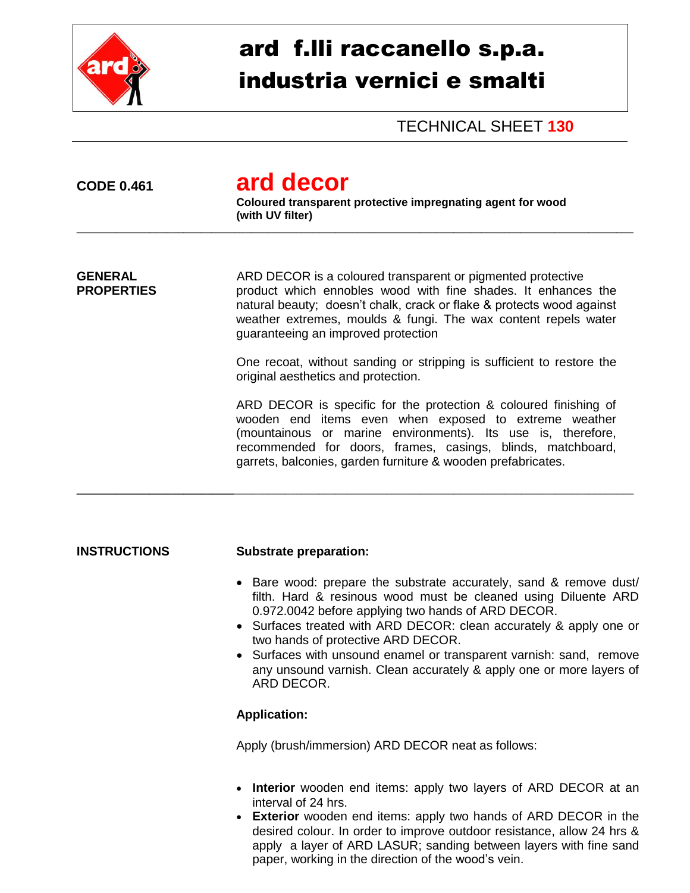# ard f.lli raccanello s.p.a.
# industria vernici e smalti

TECHNICAL SHEET **130**

**CODE 0.461**

## ard decor

**Coloured transparent protective impregnating agent for wood (with UV filter)**

---

**GENERAL PROPERTIES**

ARD DECOR is a coloured transparent or pigmented protective product which ennobles wood with fine shades. It enhances the natural beauty; doesn't chalk, crack or flake & protects wood against weather extremes, moulds & fungi. The wax content repels water guaranteeing an improved protection

One recoat, without sanding or stripping is sufficient to restore the original aesthetics and protection.

ARD DECOR is specific for the protection & coloured finishing of wooden end items even when exposed to extreme weather (mountainous or marine environments). Its use is, therefore, recommended for doors, frames, casings, blinds, matchboard, garrets, balconies, garden furniture & wooden prefabricates.

---

**INSTRUCTIONS**

**Substrate preparation:**

- Bare wood: prepare the substrate accurately, sand & remove dust/ filth. Hard & resinous wood must be cleaned using Diluente ARD 0.972.0042 before applying two hands of ARD DECOR.
- Surfaces treated with ARD DECOR: clean accurately & apply one or two hands of protective ARD DECOR.
- Surfaces with unsound enamel or transparent varnish: sand, remove any unsound varnish. Clean accurately & apply one or more layers of ARD DECOR.

**Application:**

Apply (brush/immersion) ARD DECOR neat as follows:

- **Interior** wooden end items: apply two layers of ARD DECOR at an interval of 24 hrs.
- **Exterior** wooden end items: apply two hands of ARD DECOR in the desired colour. In order to improve outdoor resistance, allow 24 hrs & apply a layer of ARD LASUR; sanding between layers with fine sand paper, working in the direction of the wood's vein.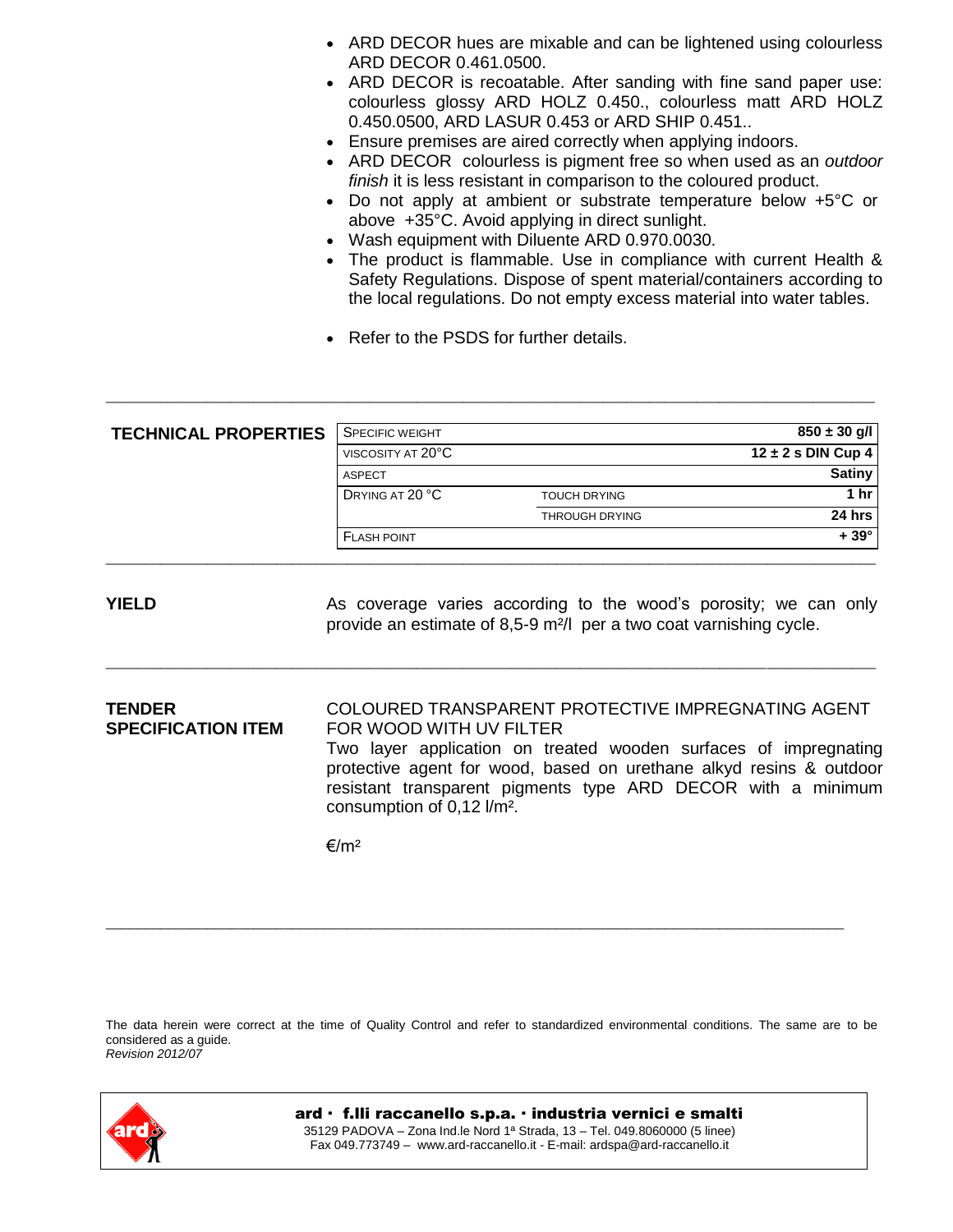- ARD DECOR hues are mixable and can be lightened using colourless ARD DECOR 0.461.0500.
- ARD DECOR is recoatable. After sanding with fine sand paper use: colourless glossy ARD HOLZ 0.450., colourless matt ARD HOLZ 0.450.0500, ARD LASUR 0.453 or ARD SHIP 0.451..
- Ensure premises are aired correctly when applying indoors.
- ARD DECOR colourless is pigment free so when used as an *outdoor finish* it is less resistant in comparison to the coloured product.
- Do not apply at ambient or substrate temperature below +5°C or above +35°C. Avoid applying in direct sunlight.
- Wash equipment with Diluente ARD 0.970.0030.
- The product is flammable. Use in compliance with current Health & Safety Regulations. Dispose of spent material/containers according to the local regulations. Do not empty excess material into water tables.

- Refer to the PSDS for further details.

## TECHNICAL PROPERTIES

| | | |
|---|---|---|
| SPECIFIC WEIGHT | | **850 ± 30 g/l** |
| VISCOSITY AT 20°C | | **12 ± 2 s DIN Cup 4** |
| ASPECT | | **Satiny** |
| DRYING AT 20 °C | TOUCH DRYING | **1 hr** |
| | THROUGH DRYING | **24 hrs** |
| FLASH POINT | | **+ 39°** |

## YIELD

As coverage varies according to the wood's porosity; we can only provide an estimate of 8,5-9 m²/l per a two coat varnishing cycle.

## TENDER SPECIFICATION ITEM

COLOURED TRANSPARENT PROTECTIVE IMPREGNATING AGENT FOR WOOD WITH UV FILTER

Two layer application on treated wooden surfaces of impregnating protective agent for wood, based on urethane alkyd resins & outdoor resistant transparent pigments type ARD DECOR with a minimum consumption of 0,12 l/m².

€/m²

The data herein were correct at the time of Quality Control and refer to standardized environmental conditions. The same are to be considered as a guide.
*Revision 2012/07*

**ard · f.lli raccanello s.p.a. · industria vernici e smalti**
35129 PADOVA – Zona Ind.le Nord 1ª Strada, 13 – Tel. 049.8060000 (5 linee)
Fax 049.773749 – www.ard-raccanello.it - E-mail: ardspa@ard-raccanello.it